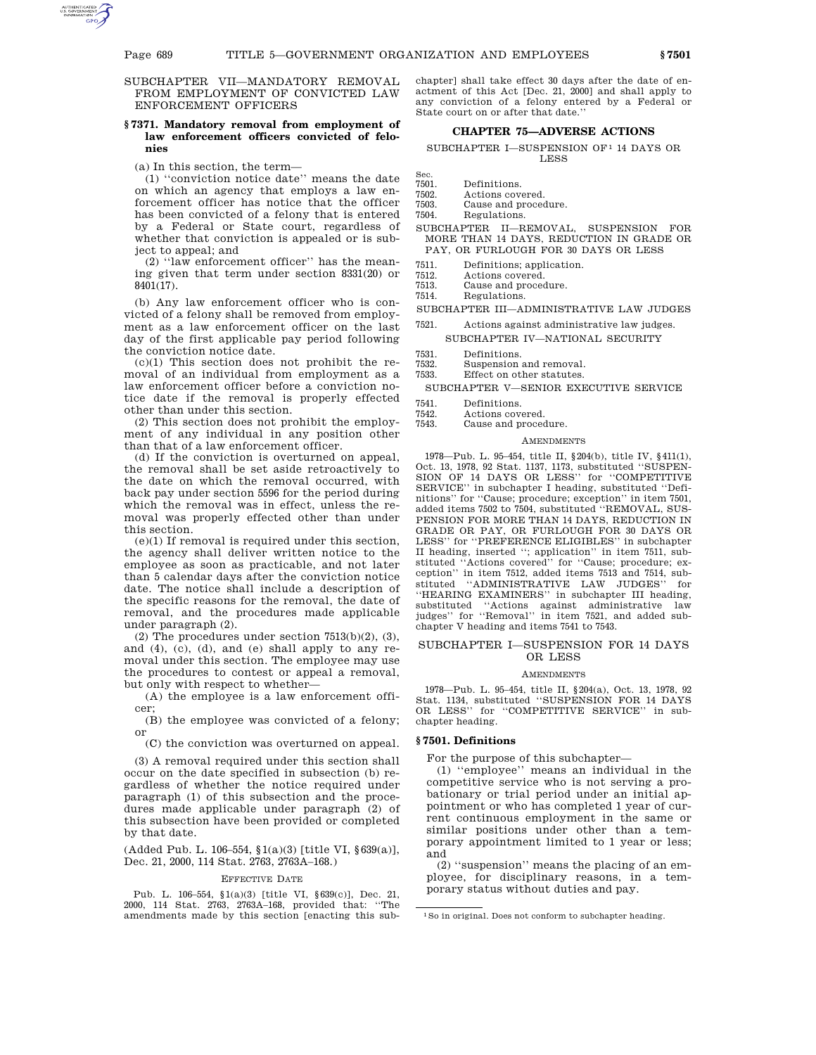## SUBCHAPTER VII—MANDATORY REMOVAL FROM EMPLOYMENT OF CONVICTED LAW ENFORCEMENT OFFICERS

### § 7371. Mandatory removal from employment of law enforcement officers convicted of felonies

(a) In this section, the term—

(1) "conviction notice date" means the date on which an agency that employs a law enforcement officer has notice that the officer has been convicted of a felony that is entered by a Federal or State court, regardless of whether that conviction is appealed or is subject to appeal; and

(2) "law enforcement officer" has the meaning given that term under section 8331(20) or 8401(17).

(b) Any law enforcement officer who is convicted of a felony shall be removed from employment as a law enforcement officer on the last day of the first applicable pay period following the conviction notice date.

(c)(1) This section does not prohibit the removal of an individual from employment as a law enforcement officer before a conviction notice date if the removal is properly effected other than under this section.

(2) This section does not prohibit the employment of any individual in any position other than that of a law enforcement officer.

(d) If the conviction is overturned on appeal, the removal shall be set aside retroactively to the date on which the removal occurred, with back pay under section 5596 for the period during which the removal was in effect, unless the removal was properly effected other than under this section.

(e)(1) If removal is required under this section, the agency shall deliver written notice to the employee as soon as practicable, and not later than 5 calendar days after the conviction notice date. The notice shall include a description of the specific reasons for the removal, the date of removal, and the procedures made applicable under paragraph (2).

(2) The procedures under section 7513(b)(2), (3), and (4), (c), (d), and (e) shall apply to any removal under this section. The employee may use the procedures to contest or appeal a removal, but only with respect to whether—

(A) the employee is a law enforcement officer;

(B) the employee was convicted of a felony; or

(C) the conviction was overturned on appeal.

(3) A removal required under this section shall occur on the date specified in subsection (b) regardless of whether the notice required under paragraph (1) of this subsection and the procedures made applicable under paragraph (2) of this subsection have been provided or completed by that date.

(Added Pub. L. 106–554, §1(a)(3) [title VI, §639(a)], Dec. 21, 2000, 114 Stat. 2763, 2763A–168.)

EFFECTIVE DATE

Pub. L. 106–554, §1(a)(3) [title VI, §639(c)], Dec. 21, 2000, 114 Stat. 2763, 2763A–168, provided that: "The amendments made by this section [enacting this subchapter] shall take effect 30 days after the date of enactment of this Act [Dec. 21, 2000] and shall apply to any conviction of a felony entered by a Federal or State court on or after that date."

# CHAPTER 75—ADVERSE ACTIONS

SUBCHAPTER I—SUSPENSION OF[1] 14 DAYS OR LESS

| Sec. | |
|---|---|
| 7501. | Definitions. |
| 7502. | Actions covered. |
| 7503. | Cause and procedure. |
| 7504. | Regulations. |

SUBCHAPTER II—REMOVAL, SUSPENSION FOR MORE THAN 14 DAYS, REDUCTION IN GRADE OR PAY, OR FURLOUGH FOR 30 DAYS OR LESS

| | |
|---|---|
| 7511. | Definitions; application. |
| 7512. | Actions covered. |
| 7513. | Cause and procedure. |
| 7514. | Regulations. |

SUBCHAPTER III—ADMINISTRATIVE LAW JUDGES

| | |
|---|---|
| 7521. | Actions against administrative law judges. |

SUBCHAPTER IV—NATIONAL SECURITY

| | |
|---|---|
| 7531. | Definitions. |
| 7532. | Suspension and removal. |
| 7533. | Effect on other statutes. |

SUBCHAPTER V—SENIOR EXECUTIVE SERVICE

| | |
|---|---|
| 7541. | Definitions. |
| 7542. | Actions covered. |
| 7543. | Cause and procedure. |

AMENDMENTS

1978—Pub. L. 95–454, title II, §204(b), title IV, §411(1), Oct. 13, 1978, 92 Stat. 1137, 1173, substituted "SUSPENSION OF 14 DAYS OR LESS" for "COMPETITIVE SERVICE" in subchapter I heading, substituted "Definitions" for "Cause; procedure; exception" in item 7501, added items 7502 to 7504, substituted "REMOVAL, SUSPENSION FOR MORE THAN 14 DAYS, REDUCTION IN GRADE OR PAY, OR FURLOUGH FOR 30 DAYS OR LESS" for "PREFERENCE ELIGIBLES" in subchapter II heading, inserted "; application" in item 7511, substituted "Actions covered" for "Cause; procedure; exception" in item 7512, added items 7513 and 7514, substituted "ADMINISTRATIVE LAW JUDGES" for "HEARING EXAMINERS" in subchapter III heading, substituted "Actions against administrative law judges" for "Removal" in item 7521, and added subchapter V heading and items 7541 to 7543.

## SUBCHAPTER I—SUSPENSION FOR 14 DAYS OR LESS

AMENDMENTS

1978—Pub. L. 95–454, title II, §204(a), Oct. 13, 1978, 92 Stat. 1134, substituted "SUSPENSION FOR 14 DAYS OR LESS" for "COMPETITIVE SERVICE" in subchapter heading.

### § 7501. Definitions

For the purpose of this subchapter—

(1) "employee" means an individual in the competitive service who is not serving a probationary or trial period under an initial appointment or who has completed 1 year of current continuous employment in the same or similar positions under other than a temporary appointment limited to 1 year or less; and

(2) "suspension" means the placing of an employee, for disciplinary reasons, in a temporary status without duties and pay.

[1] So in original. Does not conform to subchapter heading.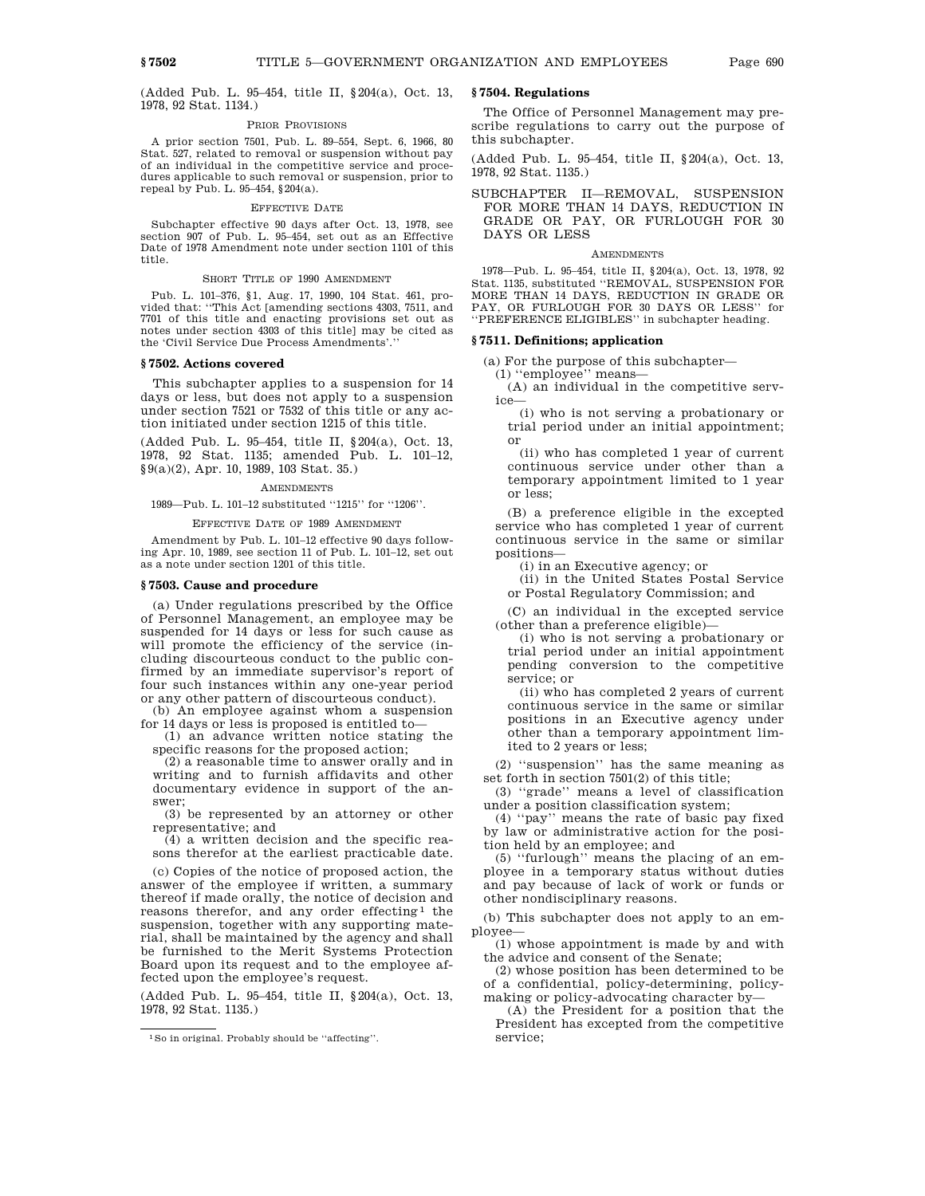(Added Pub. L. 95–454, title II, §204(a), Oct. 13, 1978, 92 Stat. 1134.)

PRIOR PROVISIONS

A prior section 7501, Pub. L. 89–554, Sept. 6, 1966, 80 Stat. 527, related to removal or suspension without pay of an individual in the competitive service and procedures applicable to such removal or suspension, prior to repeal by Pub. L. 95–454, §204(a).

EFFECTIVE DATE

Subchapter effective 90 days after Oct. 13, 1978, see section 907 of Pub. L. 95–454, set out as an Effective Date of 1978 Amendment note under section 1101 of this title.

SHORT TITLE OF 1990 AMENDMENT

Pub. L. 101–376, §1, Aug. 17, 1990, 104 Stat. 461, provided that: ''This Act [amending sections 4303, 7511, and 7701 of this title and enacting provisions set out as notes under section 4303 of this title] may be cited as the 'Civil Service Due Process Amendments'.''

### §7502. Actions covered

This subchapter applies to a suspension for 14 days or less, but does not apply to a suspension under section 7521 or 7532 of this title or any action initiated under section 1215 of this title.

(Added Pub. L. 95–454, title II, §204(a), Oct. 13, 1978, 92 Stat. 1135; amended Pub. L. 101–12, §9(a)(2), Apr. 10, 1989, 103 Stat. 35.)

AMENDMENTS

1989—Pub. L. 101–12 substituted ''1215'' for ''1206''.

EFFECTIVE DATE OF 1989 AMENDMENT

Amendment by Pub. L. 101–12 effective 90 days following Apr. 10, 1989, see section 11 of Pub. L. 101–12, set out as a note under section 1201 of this title.

### §7503. Cause and procedure

(a) Under regulations prescribed by the Office of Personnel Management, an employee may be suspended for 14 days or less for such cause as will promote the efficiency of the service (including discourteous conduct to the public confirmed by an immediate supervisor's report of four such instances within any one-year period or any other pattern of discourteous conduct).

(b) An employee against whom a suspension for 14 days or less is proposed is entitled to—

(1) an advance written notice stating the specific reasons for the proposed action;

(2) a reasonable time to answer orally and in writing and to furnish affidavits and other documentary evidence in support of the answer;

(3) be represented by an attorney or other representative; and

(4) a written decision and the specific reasons therefor at the earliest practicable date.

(c) Copies of the notice of proposed action, the answer of the employee if written, a summary thereof if made orally, the notice of decision and reasons therefor, and any order effecting[1] the suspension, together with any supporting material, shall be maintained by the agency and shall be furnished to the Merit Systems Protection Board upon its request and to the employee affected upon the employee's request.

(Added Pub. L. 95–454, title II, §204(a), Oct. 13, 1978, 92 Stat. 1135.)

[1] So in original. Probably should be ''affecting''.

### §7504. Regulations

The Office of Personnel Management may prescribe regulations to carry out the purpose of this subchapter.

(Added Pub. L. 95–454, title II, §204(a), Oct. 13, 1978, 92 Stat. 1135.)

## SUBCHAPTER II—REMOVAL, SUSPENSION FOR MORE THAN 14 DAYS, REDUCTION IN GRADE OR PAY, OR FURLOUGH FOR 30 DAYS OR LESS

AMENDMENTS

1978—Pub. L. 95–454, title II, §204(a), Oct. 13, 1978, 92 Stat. 1135, substituted ''REMOVAL, SUSPENSION FOR MORE THAN 14 DAYS, REDUCTION IN GRADE OR PAY, OR FURLOUGH FOR 30 DAYS OR LESS'' for ''PREFERENCE ELIGIBLES'' in subchapter heading.

### §7511. Definitions; application

(a) For the purpose of this subchapter—

(1) ''employee'' means—

(A) an individual in the competitive service—

(i) who is not serving a probationary or trial period under an initial appointment; or

(ii) who has completed 1 year of current continuous service under other than a temporary appointment limited to 1 year or less;

(B) a preference eligible in the excepted service who has completed 1 year of current continuous service in the same or similar positions—

(i) in an Executive agency; or

(ii) in the United States Postal Service or Postal Regulatory Commission; and

(C) an individual in the excepted service (other than a preference eligible)—

(i) who is not serving a probationary or trial period under an initial appointment pending conversion to the competitive service; or

(ii) who has completed 2 years of current continuous service in the same or similar positions in an Executive agency under other than a temporary appointment limited to 2 years or less;

(2) ''suspension'' has the same meaning as set forth in section 7501(2) of this title;

(3) ''grade'' means a level of classification under a position classification system;

(4) ''pay'' means the rate of basic pay fixed by law or administrative action for the position held by an employee; and

(5) ''furlough'' means the placing of an employee in a temporary status without duties and pay because of lack of work or funds or other nondisciplinary reasons.

(b) This subchapter does not apply to an employee—

(1) whose appointment is made by and with the advice and consent of the Senate;

(2) whose position has been determined to be of a confidential, policy-determining, policy-making or policy-advocating character by—

(A) the President for a position that the President has excepted from the competitive service;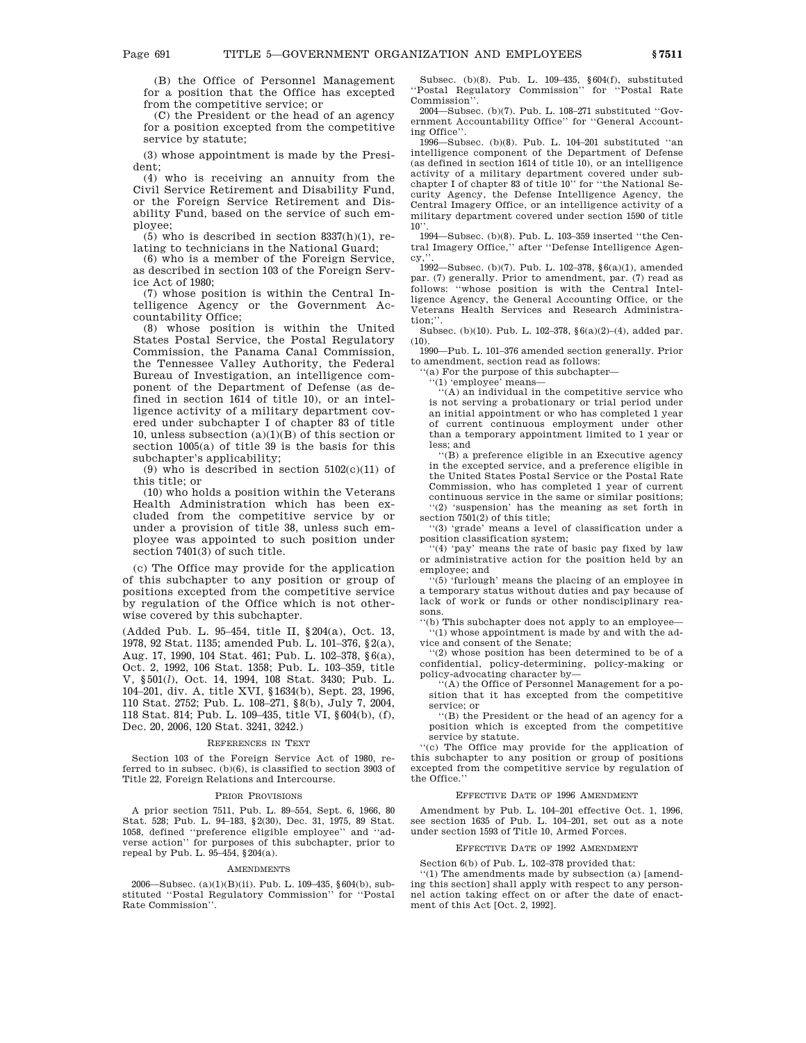(B) the Office of Personnel Management for a position that the Office has excepted from the competitive service; or

(C) the President or the head of an agency for a position excepted from the competitive service by statute;

(3) whose appointment is made by the President;

(4) who is receiving an annuity from the Civil Service Retirement and Disability Fund, or the Foreign Service Retirement and Disability Fund, based on the service of such employee;

(5) who is described in section 8337(h)(1), relating to technicians in the National Guard;

(6) who is a member of the Foreign Service, as described in section 103 of the Foreign Service Act of 1980;

(7) whose position is within the Central Intelligence Agency or the Government Accountability Office;

(8) whose position is within the United States Postal Service, the Postal Regulatory Commission, the Panama Canal Commission, the Tennessee Valley Authority, the Federal Bureau of Investigation, an intelligence component of the Department of Defense (as defined in section 1614 of title 10), or an intelligence activity of a military department covered under subchapter I of chapter 83 of title 10, unless subsection (a)(1)(B) of this section or section 1005(a) of title 39 is the basis for this subchapter's applicability;

(9) who is described in section 5102(c)(11) of this title; or

(10) who holds a position within the Veterans Health Administration which has been excluded from the competitive service by or under a provision of title 38, unless such employee was appointed to such position under section 7401(3) of such title.

(c) The Office may provide for the application of this subchapter to any position or group of positions excepted from the competitive service by regulation of the Office which is not otherwise covered by this subchapter.

(Added Pub. L. 95–454, title II, §204(a), Oct. 13, 1978, 92 Stat. 1135; amended Pub. L. 101–376, §2(a), Aug. 17, 1990, 104 Stat. 461; Pub. L. 102–378, §6(a), Oct. 2, 1992, 106 Stat. 1358; Pub. L. 103–359, title V, §501(*l*), Oct. 14, 1994, 108 Stat. 3430; Pub. L. 104–201, div. A, title XVI, §1634(b), Sept. 23, 1996, 110 Stat. 2752; Pub. L. 108–271, §8(b), July 7, 2004, 118 Stat. 814; Pub. L. 109–435, title VI, §604(b), (f), Dec. 20, 2006, 120 Stat. 3241, 3242.)

### References in Text

Section 103 of the Foreign Service Act of 1980, referred to in subsec. (b)(6), is classified to section 3903 of Title 22, Foreign Relations and Intercourse.

### Prior Provisions

A prior section 7511, Pub. L. 89–554, Sept. 6, 1966, 80 Stat. 528; Pub. L. 94–183, §2(30), Dec. 31, 1975, 89 Stat. 1058, defined "preference eligible employee" and "adverse action" for purposes of this subchapter, prior to repeal by Pub. L. 95–454, §204(a).

### Amendments

2006—Subsec. (a)(1)(B)(ii). Pub. L. 109–435, §604(b), substituted "Postal Regulatory Commission" for "Postal Rate Commission".

Subsec. (b)(8). Pub. L. 109–435, §604(f), substituted "Postal Regulatory Commission" for "Postal Rate Commission".

2004—Subsec. (b)(7). Pub. L. 108–271 substituted "Government Accountability Office" for "General Accounting Office".

1996—Subsec. (b)(8). Pub. L. 104–201 substituted "an intelligence component of the Department of Defense (as defined in section 1614 of title 10), or an intelligence activity of a military department covered under subchapter I of chapter 83 of title 10" for "the National Security Agency, the Defense Intelligence Agency, the Central Imagery Office, or an intelligence activity of a military department covered under section 1590 of title 10".

1994—Subsec. (b)(8). Pub. L. 103–359 inserted "the Central Imagery Office," after "Defense Intelligence Agency,".

1992—Subsec. (b)(7). Pub. L. 102–378, §6(a)(1), amended par. (7) generally. Prior to amendment, par. (7) read as follows: "whose position is with the Central Intelligence Agency, the General Accounting Office, or the Veterans Health Services and Research Administration;".

Subsec. (b)(10). Pub. L. 102–378, §6(a)(2)–(4), added par. (10).

1990—Pub. L. 101–376 amended section generally. Prior to amendment, section read as follows:

"(a) For the purpose of this subchapter—

"(1) 'employee' means—

"(A) an individual in the competitive service who is not serving a probationary or trial period under an initial appointment or who has completed 1 year of current continuous employment under other than a temporary appointment limited to 1 year or less; and

"(B) a preference eligible in an Executive agency in the excepted service, and a preference eligible in the United States Postal Service or the Postal Rate Commission, who has completed 1 year of current continuous service in the same or similar positions;

"(2) 'suspension' has the meaning as set forth in section 7501(2) of this title;

"(3) 'grade' means a level of classification under a position classification system;

"(4) 'pay' means the rate of basic pay fixed by law or administrative action for the position held by an employee; and

"(5) 'furlough' means the placing of an employee in a temporary status without duties and pay because of lack of work or funds or other nondisciplinary reasons.

"(b) This subchapter does not apply to an employee—

"(1) whose appointment is made by and with the advice and consent of the Senate;

"(2) whose position has been determined to be of a confidential, policy-determining, policy-making or policy-advocating character by—

"(A) the Office of Personnel Management for a position that it has excepted from the competitive service; or

"(B) the President or the head of an agency for a position which is excepted from the competitive service by statute.

"(c) The Office may provide for the application of this subchapter to any position or group of positions excepted from the competitive service by regulation of the Office."

### Effective Date of 1996 Amendment

Amendment by Pub. L. 104–201 effective Oct. 1, 1996, see section 1635 of Pub. L. 104–201, set out as a note under section 1593 of Title 10, Armed Forces.

### Effective Date of 1992 Amendment

Section 6(b) of Pub. L. 102–378 provided that:

"(1) The amendments made by subsection (a) [amending this section] shall apply with respect to any personnel action taking effect on or after the date of enactment of this Act [Oct. 2, 1992].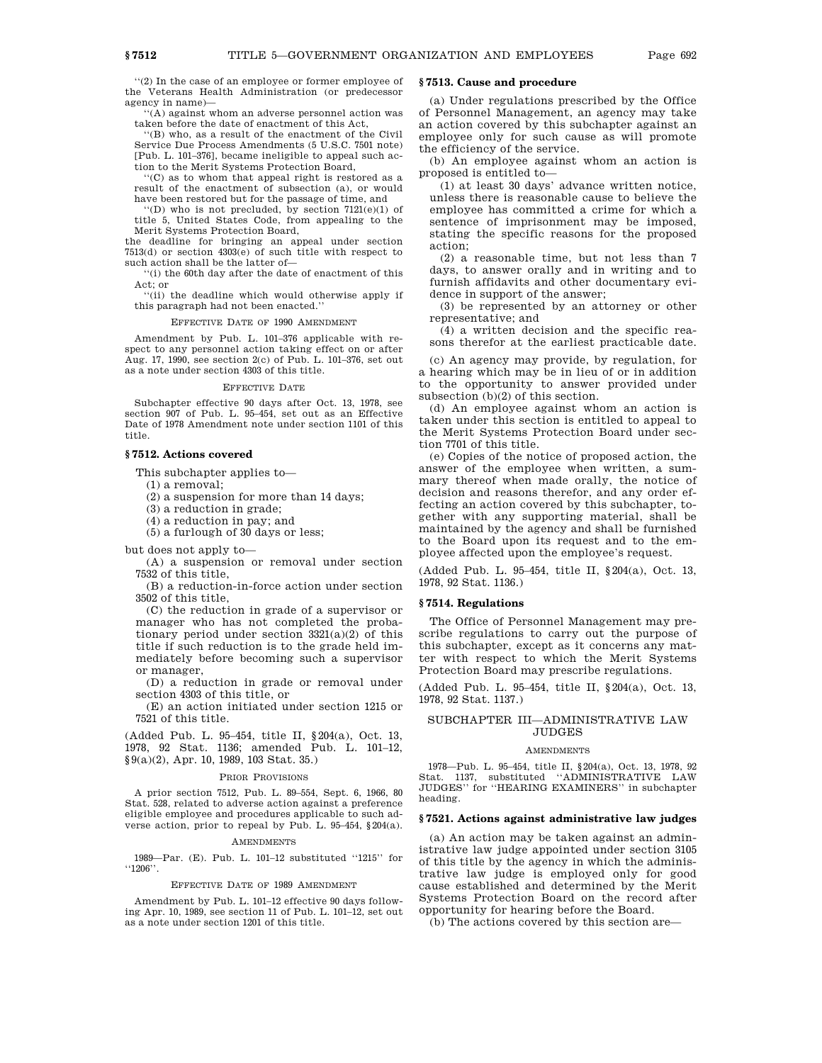"(2) In the case of an employee or former employee of the Veterans Health Administration (or predecessor agency in name)—

"(A) against whom an adverse personnel action was taken before the date of enactment of this Act,

"(B) who, as a result of the enactment of the Civil Service Due Process Amendments (5 U.S.C. 7501 note) [Pub. L. 101–376], became ineligible to appeal such action to the Merit Systems Protection Board,

"(C) as to whom that appeal right is restored as a result of the enactment of subsection (a), or would have been restored but for the passage of time, and

"(D) who is not precluded, by section 7121(e)(1) of title 5, United States Code, from appealing to the Merit Systems Protection Board,

the deadline for bringing an appeal under section 7513(d) or section 4303(e) of such title with respect to such action shall be the latter of—

"(i) the 60th day after the date of enactment of this Act; or

"(ii) the deadline which would otherwise apply if this paragraph had not been enacted."

EFFECTIVE DATE OF 1990 AMENDMENT

Amendment by Pub. L. 101–376 applicable with respect to any personnel action taking effect on or after Aug. 17, 1990, see section 2(c) of Pub. L. 101–376, set out as a note under section 4303 of this title.

EFFECTIVE DATE

Subchapter effective 90 days after Oct. 13, 1978, see section 907 of Pub. L. 95–454, set out as an Effective Date of 1978 Amendment note under section 1101 of this title.

### § 7512. Actions covered

This subchapter applies to—

(1) a removal;

(2) a suspension for more than 14 days;

(3) a reduction in grade;

(4) a reduction in pay; and

(5) a furlough of 30 days or less;

but does not apply to—

(A) a suspension or removal under section 7532 of this title,

(B) a reduction-in-force action under section 3502 of this title,

(C) the reduction in grade of a supervisor or manager who has not completed the probationary period under section 3321(a)(2) of this title if such reduction is to the grade held immediately before becoming such a supervisor or manager,

(D) a reduction in grade or removal under section 4303 of this title, or

(E) an action initiated under section 1215 or 7521 of this title.

(Added Pub. L. 95–454, title II, § 204(a), Oct. 13, 1978, 92 Stat. 1136; amended Pub. L. 101–12, § 9(a)(2), Apr. 10, 1989, 103 Stat. 35.)

PRIOR PROVISIONS

A prior section 7512, Pub. L. 89–554, Sept. 6, 1966, 80 Stat. 528, related to adverse action against a preference eligible employee and procedures applicable to such adverse action, prior to repeal by Pub. L. 95–454, § 204(a).

AMENDMENTS

1989—Par. (E). Pub. L. 101–12 substituted "1215" for "1206".

EFFECTIVE DATE OF 1989 AMENDMENT

Amendment by Pub. L. 101–12 effective 90 days following Apr. 10, 1989, see section 11 of Pub. L. 101–12, set out as a note under section 1201 of this title.

### § 7513. Cause and procedure

(a) Under regulations prescribed by the Office of Personnel Management, an agency may take an action covered by this subchapter against an employee only for such cause as will promote the efficiency of the service.

(b) An employee against whom an action is proposed is entitled to—

(1) at least 30 days' advance written notice, unless there is reasonable cause to believe the employee has committed a crime for which a sentence of imprisonment may be imposed, stating the specific reasons for the proposed action;

(2) a reasonable time, but not less than 7 days, to answer orally and in writing and to furnish affidavits and other documentary evidence in support of the answer;

(3) be represented by an attorney or other representative; and

(4) a written decision and the specific reasons therefor at the earliest practicable date.

(c) An agency may provide, by regulation, for a hearing which may be in lieu of or in addition to the opportunity to answer provided under subsection (b)(2) of this section.

(d) An employee against whom an action is taken under this section is entitled to appeal to the Merit Systems Protection Board under section 7701 of this title.

(e) Copies of the notice of proposed action, the answer of the employee when written, a summary thereof when made orally, the notice of decision and reasons therefor, and any order effecting an action covered by this subchapter, together with any supporting material, shall be maintained by the agency and shall be furnished to the Board upon its request and to the employee affected upon the employee's request.

(Added Pub. L. 95–454, title II, § 204(a), Oct. 13, 1978, 92 Stat. 1136.)

### § 7514. Regulations

The Office of Personnel Management may prescribe regulations to carry out the purpose of this subchapter, except as it concerns any matter with respect to which the Merit Systems Protection Board may prescribe regulations.

(Added Pub. L. 95–454, title II, § 204(a), Oct. 13, 1978, 92 Stat. 1137.)

## SUBCHAPTER III—ADMINISTRATIVE LAW JUDGES

AMENDMENTS

1978—Pub. L. 95–454, title II, § 204(a), Oct. 13, 1978, 92 Stat. 1137, substituted "ADMINISTRATIVE LAW JUDGES" for "HEARING EXAMINERS" in subchapter heading.

### § 7521. Actions against administrative law judges

(a) An action may be taken against an administrative law judge appointed under section 3105 of this title by the agency in which the administrative law judge is employed only for good cause established and determined by the Merit Systems Protection Board on the record after opportunity for hearing before the Board.

(b) The actions covered by this section are—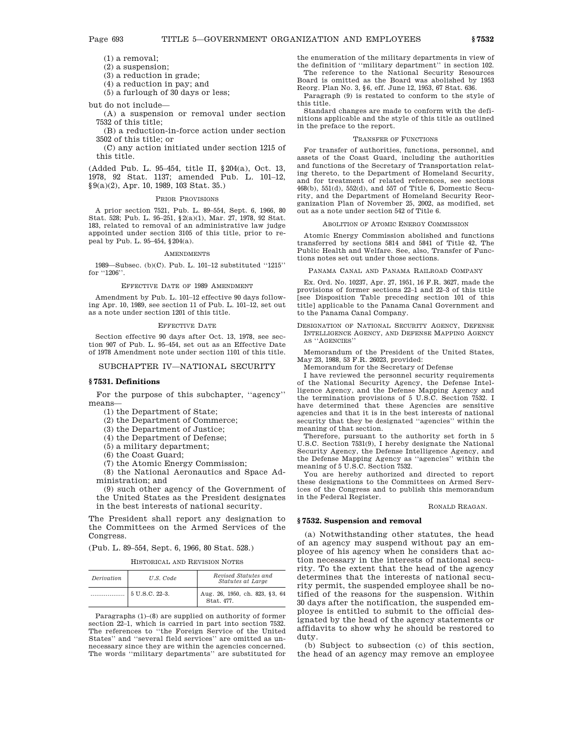(1) a removal;

(2) a suspension;

(3) a reduction in grade;

(4) a reduction in pay; and

(5) a furlough of 30 days or less;

but do not include—

(A) a suspension or removal under section 7532 of this title;

(B) a reduction-in-force action under section 3502 of this title; or

(C) any action initiated under section 1215 of this title.

(Added Pub. L. 95–454, title II, §204(a), Oct. 13, 1978, 92 Stat. 1137; amended Pub. L. 101–12, §9(a)(2), Apr. 10, 1989, 103 Stat. 35.)

PRIOR PROVISIONS

A prior section 7521, Pub. L. 89–554, Sept. 6, 1966, 80 Stat. 528; Pub. L. 95–251, §2(a)(1), Mar. 27, 1978, 92 Stat. 183, related to removal of an administrative law judge appointed under section 3105 of this title, prior to repeal by Pub. L. 95–454, §204(a).

AMENDMENTS

1989—Subsec. (b)(C). Pub. L. 101–12 substituted ''1215'' for ''1206''.

EFFECTIVE DATE OF 1989 AMENDMENT

Amendment by Pub. L. 101–12 effective 90 days following Apr. 10, 1989, see section 11 of Pub. L. 101–12, set out as a note under section 1201 of this title.

EFFECTIVE DATE

Section effective 90 days after Oct. 13, 1978, see section 907 of Pub. L. 95–454, set out as an Effective Date of 1978 Amendment note under section 1101 of this title.

## SUBCHAPTER IV—NATIONAL SECURITY

### § 7531. Definitions

For the purpose of this subchapter, ''agency'' means—

(1) the Department of State;

(2) the Department of Commerce;

(3) the Department of Justice;

(4) the Department of Defense;

(5) a military department;

(6) the Coast Guard;

(7) the Atomic Energy Commission;

(8) the National Aeronautics and Space Administration; and

(9) such other agency of the Government of the United States as the President designates in the best interests of national security.

The President shall report any designation to the Committees on the Armed Services of the Congress.

(Pub. L. 89–554, Sept. 6, 1966, 80 Stat. 528.)

HISTORICAL AND REVISION NOTES

| *Derivation* | *U.S. Code* | *Revised Statutes and Statutes at Large* |
|---|---|---|
| .................. | 5 U.S.C. 22–3. | Aug. 26, 1950, ch. 823, §3, 64 Stat. 477. |

Paragraphs (1)–(8) are supplied on authority of former section 22–1, which is carried in part into section 7532. The references to ''the Foreign Service of the United States'' and ''several field services'' are omitted as unnecessary since they are within the agencies concerned. The words ''military departments'' are substituted for the enumeration of the military departments in view of the definition of ''military department'' in section 102.

The reference to the National Security Resources Board is omitted as the Board was abolished by 1953 Reorg. Plan No. 3, §6, eff. June 12, 1953, 67 Stat. 636.

Paragraph (9) is restated to conform to the style of this title.

Standard changes are made to conform with the definitions applicable and the style of this title as outlined in the preface to the report.

TRANSFER OF FUNCTIONS

For transfer of authorities, functions, personnel, and assets of the Coast Guard, including the authorities and functions of the Secretary of Transportation relating thereto, to the Department of Homeland Security, and for treatment of related references, see sections 468(b), 551(d), 552(d), and 557 of Title 6, Domestic Security, and the Department of Homeland Security Reorganization Plan of November 25, 2002, as modified, set out as a note under section 542 of Title 6.

ABOLITION OF ATOMIC ENERGY COMMISSION

Atomic Energy Commission abolished and functions transferred by sections 5814 and 5841 of Title 42, The Public Health and Welfare. See, also, Transfer of Functions notes set out under those sections.

PANAMA CANAL AND PANAMA RAILROAD COMPANY

Ex. Ord. No. 10237, Apr. 27, 1951, 16 F.R. 3627, made the provisions of former sections 22–1 and 22–3 of this title [see Disposition Table preceding section 101 of this title] applicable to the Panama Canal Government and to the Panama Canal Company.

DESIGNATION OF NATIONAL SECURITY AGENCY, DEFENSE INTELLIGENCE AGENCY, AND DEFENSE MAPPING AGENCY AS ''AGENCIES''

Memorandum of the President of the United States, May 23, 1988, 53 F.R. 26023, provided:

Memorandum for the Secretary of Defense

I have reviewed the personnel security requirements of the National Security Agency, the Defense Intelligence Agency, and the Defense Mapping Agency and the termination provisions of 5 U.S.C. Section 7532. I have determined that these Agencies are sensitive agencies and that it is in the best interests of national security that they be designated ''agencies'' within the meaning of that section.

Therefore, pursuant to the authority set forth in 5 U.S.C. Section 7531(9), I hereby designate the National Security Agency, the Defense Intelligence Agency, and the Defense Mapping Agency as ''agencies'' within the meaning of 5 U.S.C. Section 7532.

You are hereby authorized and directed to report these designations to the Committees on Armed Services of the Congress and to publish this memorandum in the Federal Register.

RONALD REAGAN.

### § 7532. Suspension and removal

(a) Notwithstanding other statutes, the head of an agency may suspend without pay an employee of his agency when he considers that action necessary in the interests of national security. To the extent that the head of the agency determines that the interests of national security permit, the suspended employee shall be notified of the reasons for the suspension. Within 30 days after the notification, the suspended employee is entitled to submit to the official designated by the head of the agency statements or affidavits to show why he should be restored to duty.

(b) Subject to subsection (c) of this section, the head of an agency may remove an employee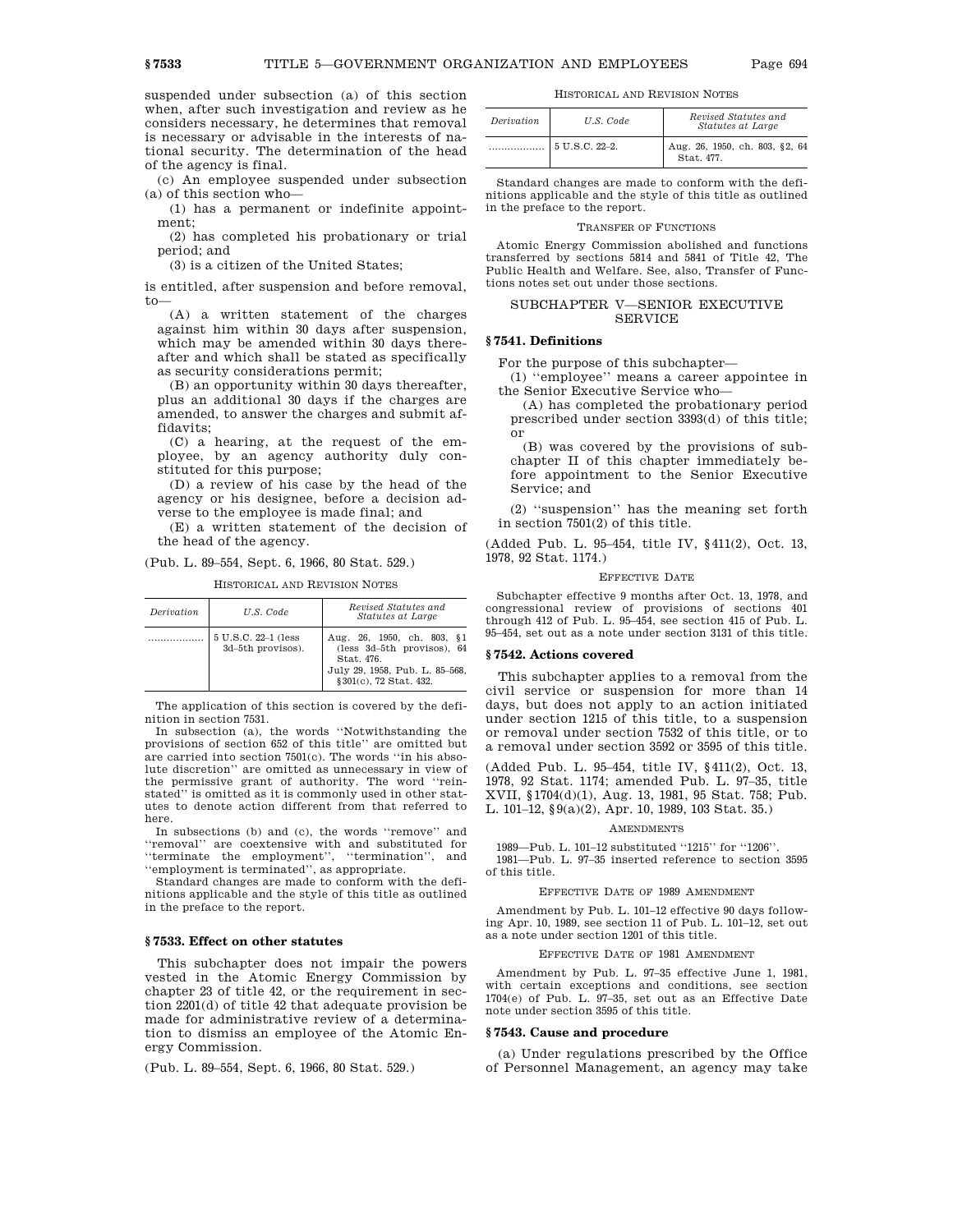suspended under subsection (a) of this section when, after such investigation and review as he considers necessary, he determines that removal is necessary or advisable in the interests of national security. The determination of the head of the agency is final.

(c) An employee suspended under subsection (a) of this section who—

(1) has a permanent or indefinite appointment;

(2) has completed his probationary or trial period; and

(3) is a citizen of the United States;

is entitled, after suspension and before removal, to—

(A) a written statement of the charges against him within 30 days after suspension, which may be amended within 30 days thereafter and which shall be stated as specifically as security considerations permit;

(B) an opportunity within 30 days thereafter, plus an additional 30 days if the charges are amended, to answer the charges and submit affidavits;

(C) a hearing, at the request of the employee, by an agency authority duly constituted for this purpose;

(D) a review of his case by the head of the agency or his designee, before a decision adverse to the employee is made final; and

(E) a written statement of the decision of the head of the agency.

(Pub. L. 89–554, Sept. 6, 1966, 80 Stat. 529.)

HISTORICAL AND REVISION NOTES

| *Derivation* | *U.S. Code* | *Revised Statutes and Statutes at Large* |
|---|---|---|
| .................. | 5 U.S.C. 22–1 (less 3d–5th provisos). | Aug. 26, 1950, ch. 803, §1 (less 3d–5th provisos), 64 Stat. 476. July 29, 1958, Pub. L. 85–568, §301(c), 72 Stat. 432. |

The application of this section is covered by the definition in section 7531.

In subsection (a), the words ''Notwithstanding the provisions of section 652 of this title'' are omitted but are carried into section 7501(c). The words ''in his absolute discretion'' are omitted as unnecessary in view of the permissive grant of authority. The word ''reinstated'' is omitted as it is commonly used in other statutes to denote action different from that referred to here.

In subsections (b) and (c), the words ''remove'' and ''removal'' are coextensive with and substituted for ''terminate the employment'', ''termination'', and ''employment is terminated'', as appropriate.

Standard changes are made to conform with the definitions applicable and the style of this title as outlined in the preface to the report.

### § 7533. Effect on other statutes

This subchapter does not impair the powers vested in the Atomic Energy Commission by chapter 23 of title 42, or the requirement in section 2201(d) of title 42 that adequate provision be made for administrative review of a determination to dismiss an employee of the Atomic Energy Commission.

(Pub. L. 89–554, Sept. 6, 1966, 80 Stat. 529.)

HISTORICAL AND REVISION NOTES

| *Derivation* | *U.S. Code* | *Revised Statutes and Statutes at Large* |
|---|---|---|
| .................. | 5 U.S.C. 22–2. | Aug. 26, 1950, ch. 803, §2, 64 Stat. 477. |

Standard changes are made to conform with the definitions applicable and the style of this title as outlined in the preface to the report.

TRANSFER OF FUNCTIONS

Atomic Energy Commission abolished and functions transferred by sections 5814 and 5841 of Title 42, The Public Health and Welfare. See, also, Transfer of Functions notes set out under those sections.

## SUBCHAPTER V—SENIOR EXECUTIVE SERVICE

### § 7541. Definitions

For the purpose of this subchapter—

(1) ''employee'' means a career appointee in the Senior Executive Service who—

(A) has completed the probationary period prescribed under section 3393(d) of this title; or

(B) was covered by the provisions of subchapter II of this chapter immediately before appointment to the Senior Executive Service; and

(2) ''suspension'' has the meaning set forth in section 7501(2) of this title.

(Added Pub. L. 95–454, title IV, §411(2), Oct. 13, 1978, 92 Stat. 1174.)

EFFECTIVE DATE

Subchapter effective 9 months after Oct. 13, 1978, and congressional review of provisions of sections 401 through 412 of Pub. L. 95–454, see section 415 of Pub. L. 95–454, set out as a note under section 3131 of this title.

### § 7542. Actions covered

This subchapter applies to a removal from the civil service or suspension for more than 14 days, but does not apply to an action initiated under section 1215 of this title, to a suspension or removal under section 7532 of this title, or to a removal under section 3592 or 3595 of this title.

(Added Pub. L. 95–454, title IV, §411(2), Oct. 13, 1978, 92 Stat. 1174; amended Pub. L. 97–35, title XVII, §1704(d)(1), Aug. 13, 1981, 95 Stat. 758; Pub. L. 101–12, §9(a)(2), Apr. 10, 1989, 103 Stat. 35.)

AMENDMENTS

1989—Pub. L. 101–12 substituted ''1215'' for ''1206''.

1981—Pub. L. 97–35 inserted reference to section 3595 of this title.

EFFECTIVE DATE OF 1989 AMENDMENT

Amendment by Pub. L. 101–12 effective 90 days following Apr. 10, 1989, see section 11 of Pub. L. 101–12, set out as a note under section 1201 of this title.

EFFECTIVE DATE OF 1981 AMENDMENT

Amendment by Pub. L. 97–35 effective June 1, 1981, with certain exceptions and conditions, see section 1704(e) of Pub. L. 97–35, set out as an Effective Date note under section 3595 of this title.

### § 7543. Cause and procedure

(a) Under regulations prescribed by the Office of Personnel Management, an agency may take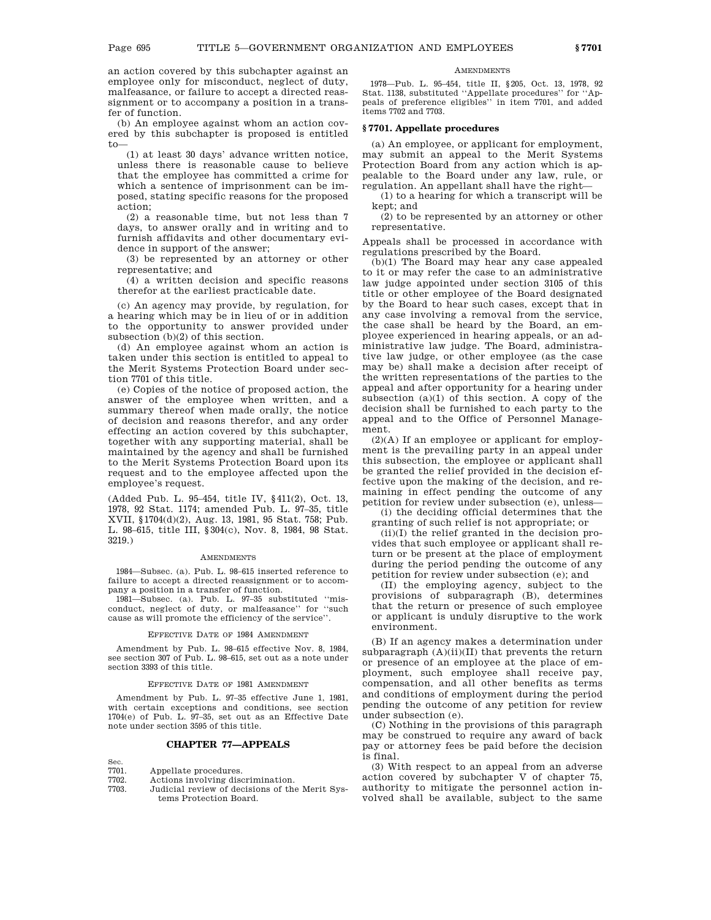an action covered by this subchapter against an employee only for misconduct, neglect of duty, malfeasance, or failure to accept a directed reassignment or to accompany a position in a transfer of function.

(b) An employee against whom an action covered by this subchapter is proposed is entitled to—

(1) at least 30 days' advance written notice, unless there is reasonable cause to believe that the employee has committed a crime for which a sentence of imprisonment can be imposed, stating specific reasons for the proposed action;

(2) a reasonable time, but not less than 7 days, to answer orally and in writing and to furnish affidavits and other documentary evidence in support of the answer;

(3) be represented by an attorney or other representative; and

(4) a written decision and specific reasons therefor at the earliest practicable date.

(c) An agency may provide, by regulation, for a hearing which may be in lieu of or in addition to the opportunity to answer provided under subsection (b)(2) of this section.

(d) An employee against whom an action is taken under this section is entitled to appeal to the Merit Systems Protection Board under section 7701 of this title.

(e) Copies of the notice of proposed action, the answer of the employee when written, and a summary thereof when made orally, the notice of decision and reasons therefor, and any order effecting an action covered by this subchapter, together with any supporting material, shall be maintained by the agency and shall be furnished to the Merit Systems Protection Board upon its request and to the employee affected upon the employee's request.

(Added Pub. L. 95–454, title IV, §411(2), Oct. 13, 1978, 92 Stat. 1174; amended Pub. L. 97–35, title XVII, §1704(d)(2), Aug. 13, 1981, 95 Stat. 758; Pub. L. 98–615, title III, §304(c), Nov. 8, 1984, 98 Stat. 3219.)

AMENDMENTS

1984—Subsec. (a). Pub. L. 98–615 inserted reference to failure to accept a directed reassignment or to accompany a position in a transfer of function.

1981—Subsec. (a). Pub. L. 97–35 substituted "misconduct, neglect of duty, or malfeasance" for "such cause as will promote the efficiency of the service".

EFFECTIVE DATE OF 1984 AMENDMENT

Amendment by Pub. L. 98–615 effective Nov. 8, 1984, see section 307 of Pub. L. 98–615, set out as a note under section 3393 of this title.

EFFECTIVE DATE OF 1981 AMENDMENT

Amendment by Pub. L. 97–35 effective June 1, 1981, with certain exceptions and conditions, see section 1704(e) of Pub. L. 97–35, set out as an Effective Date note under section 3595 of this title.

## CHAPTER 77—APPEALS

| Sec. | |
|---|---|
| 7701. | Appellate procedures. |
| 7702. | Actions involving discrimination. |
| 7703. | Judicial review of decisions of the Merit Systems Protection Board. |

AMENDMENTS

1978—Pub. L. 95–454, title II, §205, Oct. 13, 1978, 92 Stat. 1138, substituted "Appellate procedures" for "Appeals of preference eligibles" in item 7701, and added items 7702 and 7703.

### § 7701. Appellate procedures

(a) An employee, or applicant for employment, may submit an appeal to the Merit Systems Protection Board from any action which is appealable to the Board under any law, rule, or regulation. An appellant shall have the right—

(1) to a hearing for which a transcript will be kept; and

(2) to be represented by an attorney or other representative.

Appeals shall be processed in accordance with regulations prescribed by the Board.

(b)(1) The Board may hear any case appealed to it or may refer the case to an administrative law judge appointed under section 3105 of this title or other employee of the Board designated by the Board to hear such cases, except that in any case involving a removal from the service, the case shall be heard by the Board, an employee experienced in hearing appeals, or an administrative law judge. The Board, administrative law judge, or other employee (as the case may be) shall make a decision after receipt of the written representations of the parties to the appeal and after opportunity for a hearing under subsection (a)(1) of this section. A copy of the decision shall be furnished to each party to the appeal and to the Office of Personnel Management.

(2)(A) If an employee or applicant for employment is the prevailing party in an appeal under this subsection, the employee or applicant shall be granted the relief provided in the decision effective upon the making of the decision, and remaining in effect pending the outcome of any petition for review under subsection (e), unless—

(i) the deciding official determines that the granting of such relief is not appropriate; or

(ii)(I) the relief granted in the decision provides that such employee or applicant shall return or be present at the place of employment during the period pending the outcome of any petition for review under subsection (e); and

(II) the employing agency, subject to the provisions of subparagraph (B), determines that the return or presence of such employee or applicant is unduly disruptive to the work environment.

(B) If an agency makes a determination under subparagraph (A)(ii)(II) that prevents the return or presence of an employee at the place of employment, such employee shall receive pay, compensation, and all other benefits as terms and conditions of employment during the period pending the outcome of any petition for review under subsection (e).

(C) Nothing in the provisions of this paragraph may be construed to require any award of back pay or attorney fees be paid before the decision is final.

(3) With respect to an appeal from an adverse action covered by subchapter V of chapter 75, authority to mitigate the personnel action involved shall be available, subject to the same